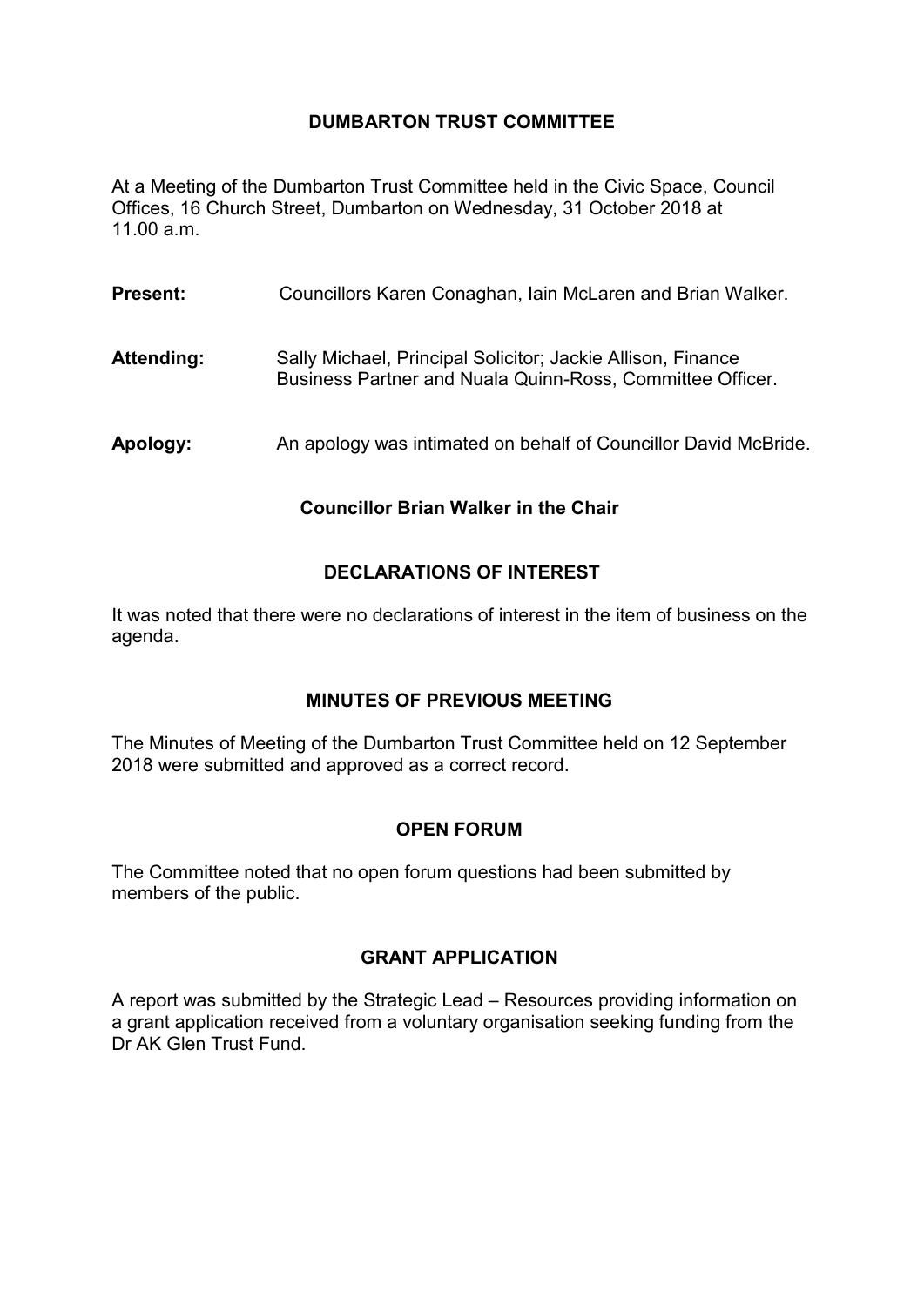# DUMBARTON TRUST COMMITTEE

At a Meeting of the Dumbarton Trust Committee held in the Civic Space, Council Offices, 16 Church Street, Dumbarton on Wednesday, 31 October 2018 at 11.00 a.m.

**Present:** Councillors Karen Conaghan, Iain McLaren and Brian Walker.

**Attending:** Sally Michael, Principal Solicitor; Jackie Allison, Finance Business Partner and Nuala Quinn-Ross, Committee Officer.

**Apology:** An apology was intimated on behalf of Councillor David McBride.

**Councillor Brian Walker in the Chair**

## DECLARATIONS OF INTEREST

It was noted that there were no declarations of interest in the item of business on the agenda.

## MINUTES OF PREVIOUS MEETING

The Minutes of Meeting of the Dumbarton Trust Committee held on 12 September 2018 were submitted and approved as a correct record.

## OPEN FORUM

The Committee noted that no open forum questions had been submitted by members of the public.

## GRANT APPLICATION

A report was submitted by the Strategic Lead – Resources providing information on a grant application received from a voluntary organisation seeking funding from the Dr AK Glen Trust Fund.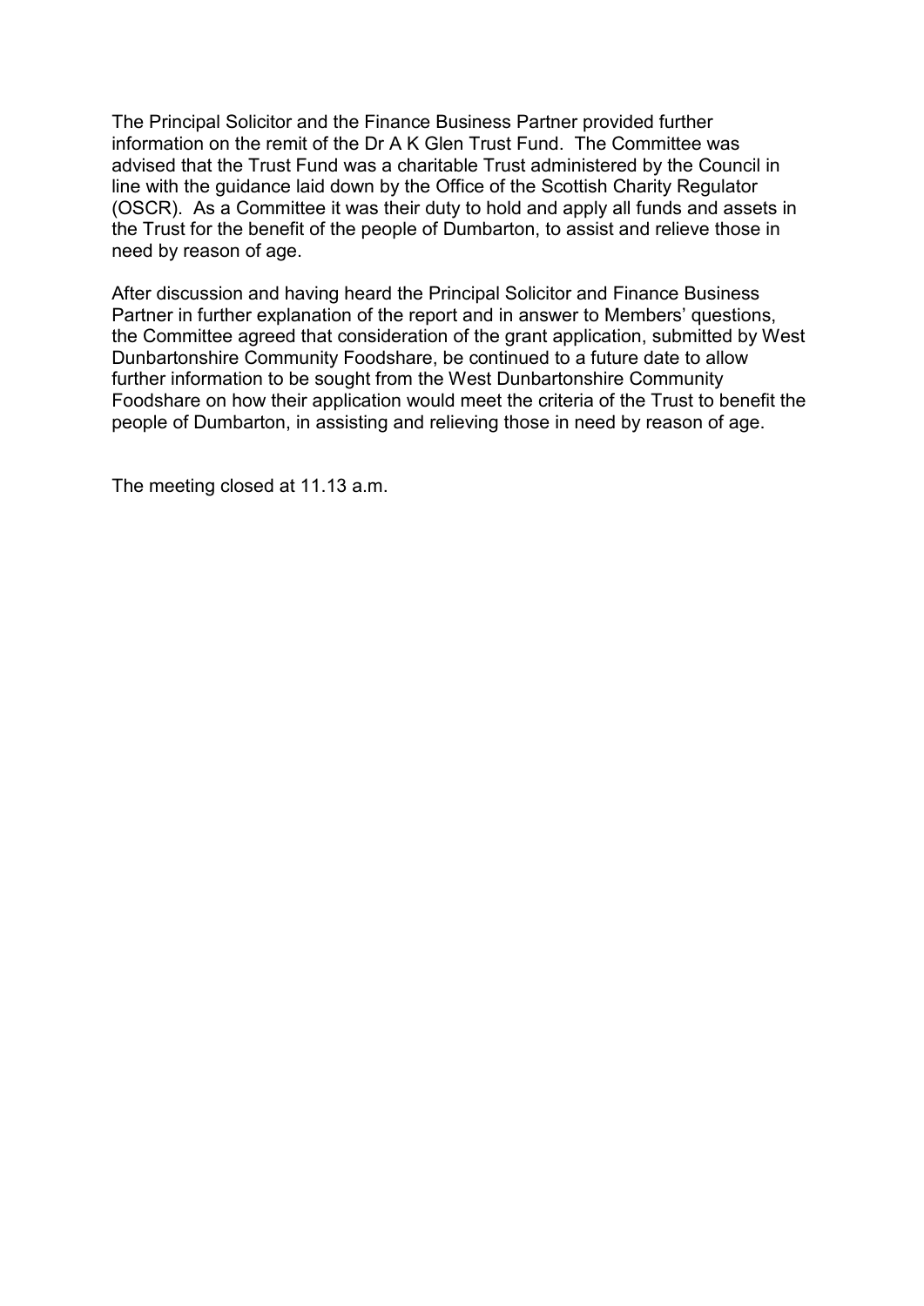The Principal Solicitor and the Finance Business Partner provided further information on the remit of the Dr A K Glen Trust Fund. The Committee was advised that the Trust Fund was a charitable Trust administered by the Council in line with the guidance laid down by the Office of the Scottish Charity Regulator (OSCR). As a Committee it was their duty to hold and apply all funds and assets in the Trust for the benefit of the people of Dumbarton, to assist and relieve those in need by reason of age.

After discussion and having heard the Principal Solicitor and Finance Business Partner in further explanation of the report and in answer to Members' questions, the Committee agreed that consideration of the grant application, submitted by West Dunbartonshire Community Foodshare, be continued to a future date to allow further information to be sought from the West Dunbartonshire Community Foodshare on how their application would meet the criteria of the Trust to benefit the people of Dumbarton, in assisting and relieving those in need by reason of age.

The meeting closed at 11.13 a.m.